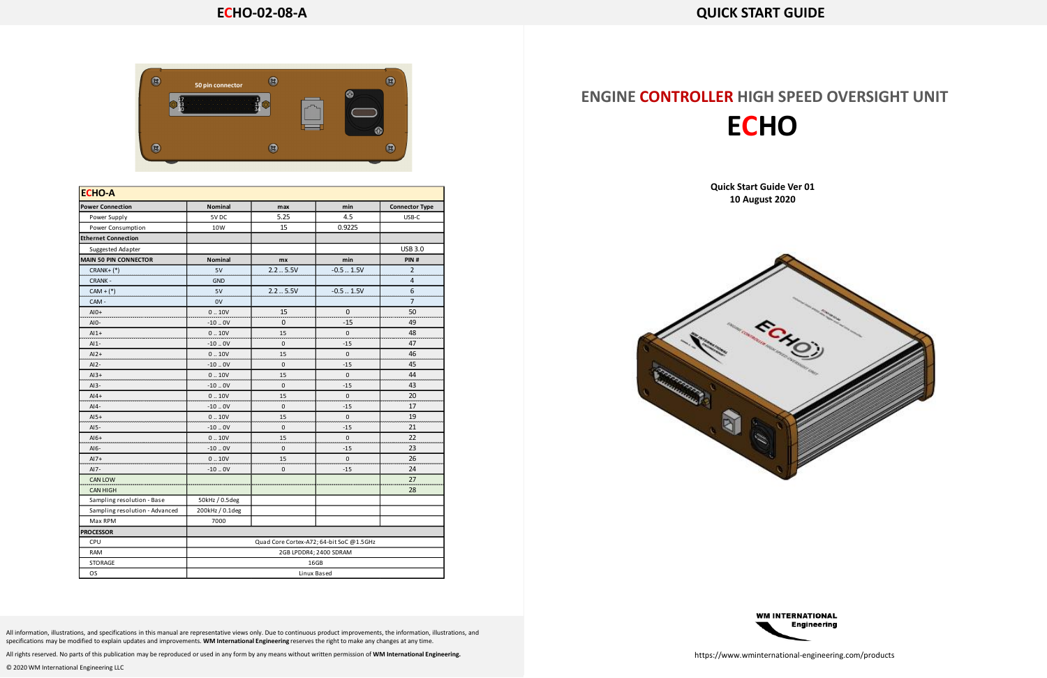# ECHO-02-08-A

50 pin connector

| ECHO-A | | | | |
|---|---|---|---|---|
| **Power Connection** | **Nominal** | **max** | **min** | **Connector Type** |
| Power Supply | 5V DC | 5.25 | 4.5 | USB-C |
| Power Consumption | 10W | 15 | 0.9225 | |
| **Ethernet Connection** | | | | |
| Suggested Adapter | | | | USB 3.0 |
| **MAIN 50 PIN CONNECTOR** | **Nominal** | **mx** | **min** | **PIN #** |
| CRANK+ (*) | 5V | 2.2 .. 5.5V | -0.5 .. 1.5V | 2 |
| CRANK - | GND | | | 4 |
| CAM + (*) | 5V | 2.2 .. 5.5V | -0.5 .. 1.5V | 6 |
| CAM - | 0V | | | 7 |
| AI0+ | 0 .. 10V | 15 | 0 | 50 |
| AI0- | -10 .. 0V | 0 | -15 | 49 |
| AI1+ | 0 .. 10V | 15 | 0 | 48 |
| AI1- | -10 .. 0V | 0 | -15 | 47 |
| AI2+ | 0 .. 10V | 15 | 0 | 46 |
| AI2- | -10 .. 0V | 0 | -15 | 45 |
| AI3+ | 0 .. 10V | 15 | 0 | 44 |
| AI3- | -10 .. 0V | 0 | -15 | 43 |
| AI4+ | 0 .. 10V | 15 | 0 | 20 |
| AI4- | -10 .. 0V | 0 | -15 | 17 |
| AI5+ | 0 .. 10V | 15 | 0 | 19 |
| AI5- | -10 .. 0V | 0 | -15 | 21 |
| AI6+ | 0 .. 10V | 15 | 0 | 22 |
| AI6- | -10 .. 0V | 0 | -15 | 23 |
| AI7+ | 0 .. 10V | 15 | 0 | 26 |
| AI7- | -10 .. 0V | 0 | -15 | 24 |
| CAN LOW | | | | 27 |
| CAN HIGH | | | | 28 |
| Sampling resolution - Base | 50kHz / 0.5deg | | | |
| Sampling resolution - Advanced | 200kHz / 0.1deg | | | |
| Max RPM | 7000 | | | |
| **PROCESSOR** | | | | |
| CPU | Quad Core Cortex-A72; 64-bit SoC @1.5GHz | | | |
| RAM | 2GB LPDDR4; 2400 SDRAM | | | |
| STORAGE | 16GB | | | |
| OS | Linux Based | | | |

All information, illustrations, and specifications in this manual are representative views only. Due to continuous product improvements, the information, illustrations, and specifications may be modified to explain updates and improvements. **WM International Engineering** reserves the right to make any changes at any time.

All rights reserved. No parts of this publication may be reproduced or used in any form by any means without written permission of **WM International Engineering.**

© 2020 WM International Engineering LLC

# QUICK START GUIDE

## ENGINE CONTROLLER HIGH SPEED OVERSIGHT UNIT

# ECHO

**Quick Start Guide Ver 01**
**10 August 2020**

WM INTERNATIONAL Engineering

https://www.wminternational-engineering.com/products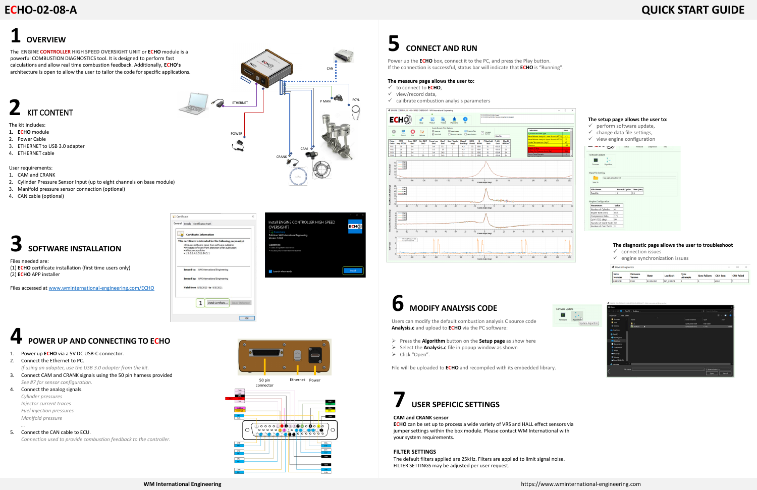# ECHO-02-08-A

# QUICK START GUIDE

## 1 OVERVIEW

The ENGINE **CONTROLLER** HIGH SPEED OVERSIGHT UNIT or **ECHO** module is a powerful COMBUSTION DIAGNOSTICS tool. It is designed to perform fast calculations and allow real time combustion feedback. Additionally, **ECHO's** architecture is open to allow the user to tailor the code for specific applications.

CAN
ETHERNET
P MAN
PCYL
POWER
CAM
CRANK

## 2 KIT CONTENT

The kit includes:

1. **ECHO** module
2. Power Cable
3. ETHERNET to USB 3.0 adapter
4. ETHERNET cable

User requirements:

1. CAM and CRANK
2. Cylinder Pressure Sensor Input (up to eight channels on base module)
3. Manifold pressure sensor connection (optional)
4. CAN cable (optional)

## 3 SOFTWARE INSTALLATION

Files needed are:
(1) **ECHO** certificate installation (first time users only)
(2) **ECHO** APP installer

Files accessed at www.wminternational-engineering.com/ECHO

1

## 4 POWER UP AND CONNECTING TO ECHO

1. Power up **ECHO** via a 5V DC USB-C connector.
2. Connect the Ethernet to PC.
   *If using an adapter, use the USB 3.0 adapter from the kit.*
3. Connect CAM and CRANK signals using the 50 pin harness provided
   *See #7 for sensor configuration.*
4. Connect the analog signals.
   *Cylinder pressures*
   *Injector current traces*
   *Fuel injection pressures*
   *Manifold pressure*
   …
5. Connect the CAN cable to ECU.
   *Connection used to provide combustion feedback to the controller.*

50 pin connector
Ethernet
Power

## 5 CONNECT AND RUN

Power up the **ECHO** box, connect it to the PC, and press the Play button.
If the connection is successful, status bar will indicate that **ECHO** is "Running".

**The measure page allows the user to:**

- ✓ to connect to **ECHO**,
- ✓ view/record data,
- ✓ calibrate combustion analysis parameters

**The setup page allows the user to:**

- ✓ perform software update,
- ✓ change data file settings,
- ✓ view engine configuration

**The diagnostic page allows the user to troubleshoot**

- ✓ connection issues
- ✓ engine synchronization issues

## 6 MODIFY ANALYSIS CODE

Users can modify the default combustion analysis C source code **Analysis.c** and upload to **ECHO** via the PC software:

- ➢ Press the **Algorithm** button on the **Setup page** as show here
- ➢ Select the **Analysis.c** file in popup window as shown
- ➢ Click "Open".

File will be uploaded to **ECHO** and recompiled with its embedded library.

## 7 USER SPEFICIC SETTINGS

**CAM and CRANK sensor**

**ECHO** can be set up to process a wide variety of VRS and HALL effect sensors via jumper settings within the box module. Please contact WM International with your system requirements.

**FILTER SETTINGS**

The default filters applied are 25kHz. Filters are applied to limit signal noise. FILTER SETTINGS may be adjusted per user request.

**WM International Engineering** https://www.wminternational-engineering.com